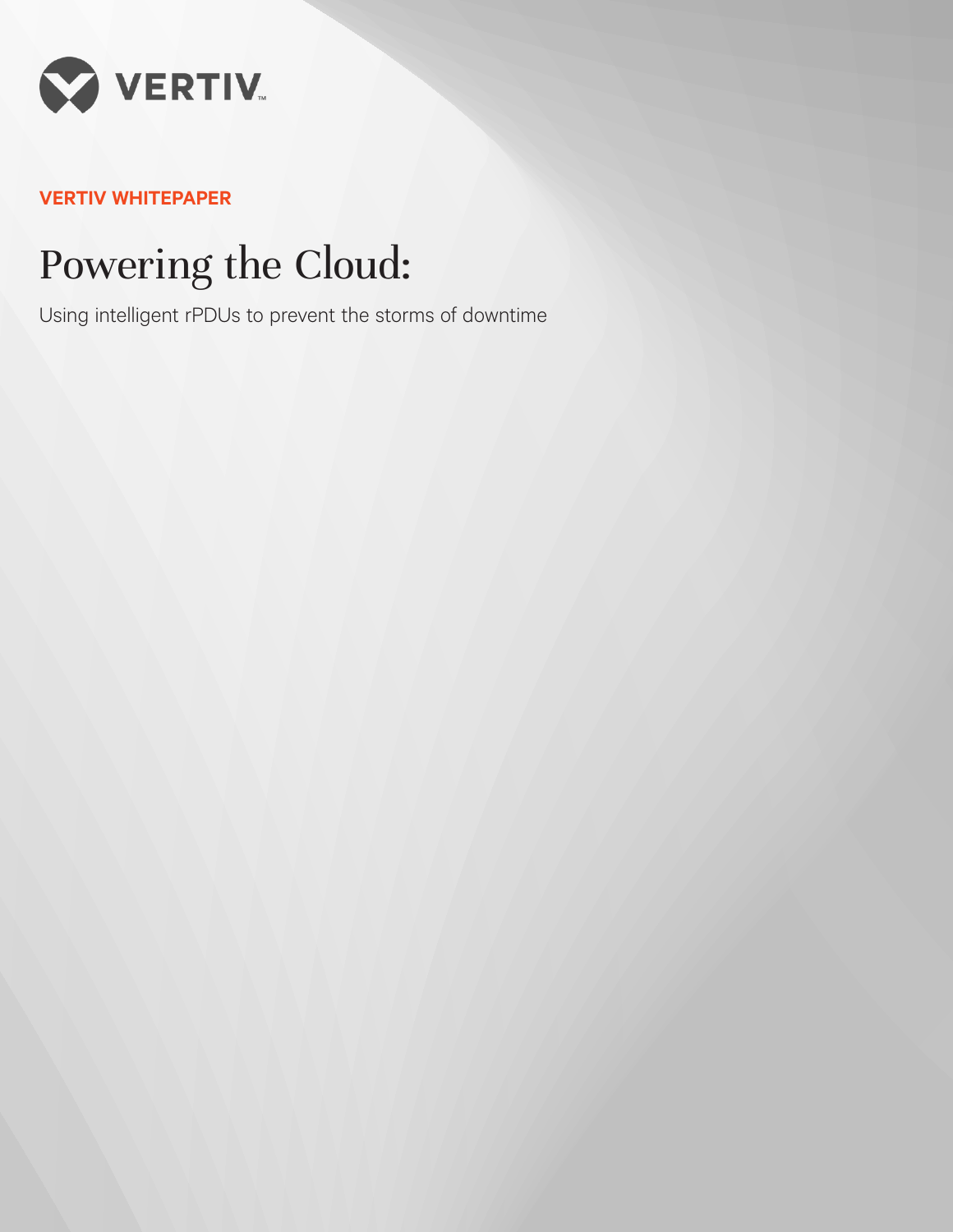VERTIV

**VERTIV WHITEPAPER**

# Powering the Cloud:

Using intelligent rPDUs to prevent the storms of downtime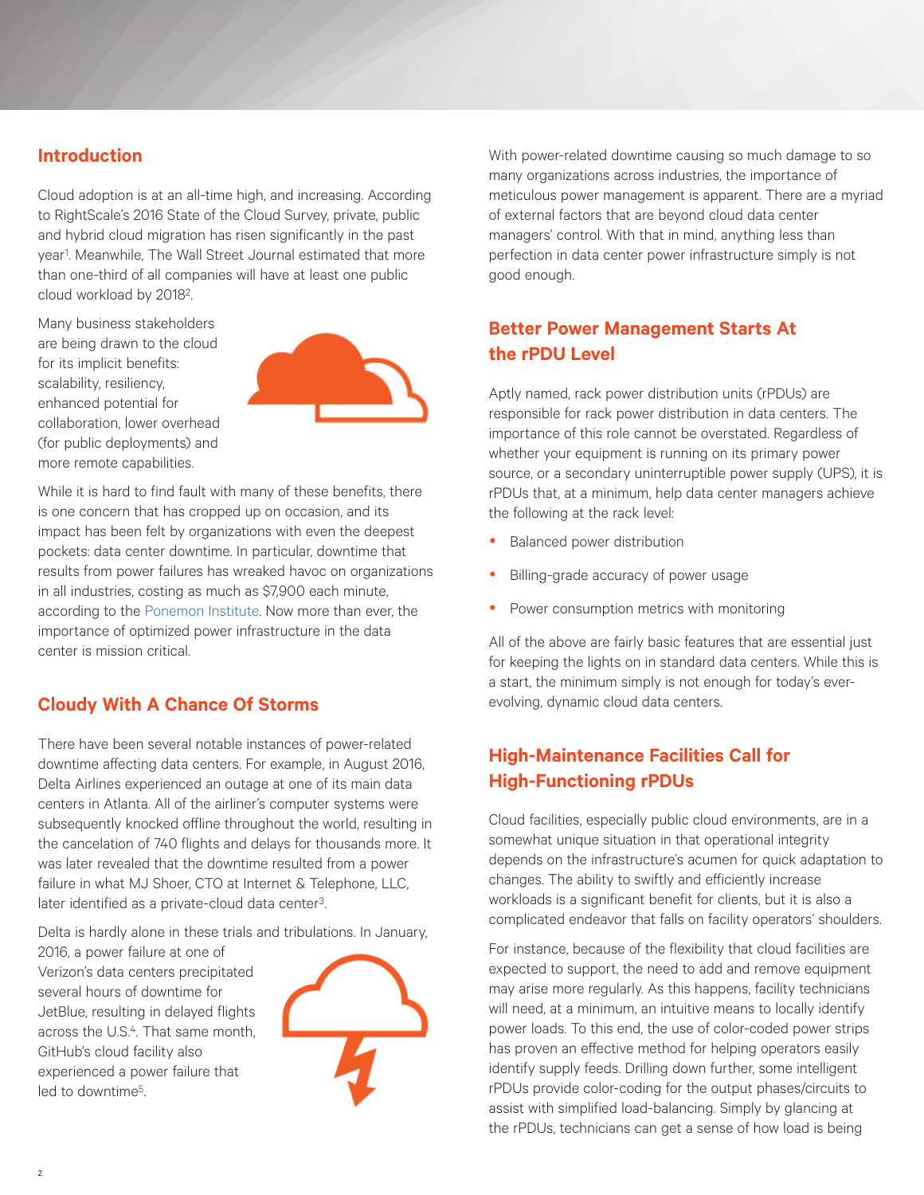## Introduction

Cloud adoption is at an all-time high, and increasing. According to RightScale's 2016 State of the Cloud Survey, private, public and hybrid cloud migration has risen significantly in the past year[1]. Meanwhile, The Wall Street Journal estimated that more than one-third of all companies will have at least one public cloud workload by 2018[2].

Many business stakeholders are being drawn to the cloud for its implicit benefits: scalability, resiliency, enhanced potential for collaboration, lower overhead (for public deployments) and more remote capabilities.

While it is hard to find fault with many of these benefits, there is one concern that has cropped up on occasion, and its impact has been felt by organizations with even the deepest pockets: data center downtime. In particular, downtime that results from power failures has wreaked havoc on organizations in all industries, costing as much as $7,900 each minute, according to the Ponemon Institute. Now more than ever, the importance of optimized power infrastructure in the data center is mission critical.

## Cloudy With A Chance Of Storms

There have been several notable instances of power-related downtime affecting data centers. For example, in August 2016, Delta Airlines experienced an outage at one of its main data centers in Atlanta. All of the airliner's computer systems were subsequently knocked offline throughout the world, resulting in the cancelation of 740 flights and delays for thousands more. It was later revealed that the downtime resulted from a power failure in what MJ Shoer, CTO at Internet & Telephone, LLC, later identified as a private-cloud data center[3].

Delta is hardly alone in these trials and tribulations. In January, 2016, a power failure at one of Verizon's data centers precipitated several hours of downtime for JetBlue, resulting in delayed flights across the U.S.[4]. That same month, GitHub's cloud facility also experienced a power failure that led to downtime[5].

With power-related downtime causing so much damage to so many organizations across industries, the importance of meticulous power management is apparent. There are a myriad of external factors that are beyond cloud data center managers' control. With that in mind, anything less than perfection in data center power infrastructure simply is not good enough.

## Better Power Management Starts At the rPDU Level

Aptly named, rack power distribution units (rPDUs) are responsible for rack power distribution in data centers. The importance of this role cannot be overstated. Regardless of whether your equipment is running on its primary power source, or a secondary uninterruptible power supply (UPS), it is rPDUs that, at a minimum, help data center managers achieve the following at the rack level:

- Balanced power distribution
- Billing-grade accuracy of power usage
- Power consumption metrics with monitoring

All of the above are fairly basic features that are essential just for keeping the lights on in standard data centers. While this is a start, the minimum simply is not enough for today's ever-evolving, dynamic cloud data centers.

## High-Maintenance Facilities Call for High-Functioning rPDUs

Cloud facilities, especially public cloud environments, are in a somewhat unique situation in that operational integrity depends on the infrastructure's acumen for quick adaptation to changes. The ability to swiftly and efficiently increase workloads is a significant benefit for clients, but it is also a complicated endeavor that falls on facility operators' shoulders.

For instance, because of the flexibility that cloud facilities are expected to support, the need to add and remove equipment may arise more regularly. As this happens, facility technicians will need, at a minimum, an intuitive means to locally identify power loads. To this end, the use of color-coded power strips has proven an effective method for helping operators easily identify supply feeds. Drilling down further, some intelligent rPDUs provide color-coding for the output phases/circuits to assist with simplified load-balancing. Simply by glancing at the rPDUs, technicians can get a sense of how load is being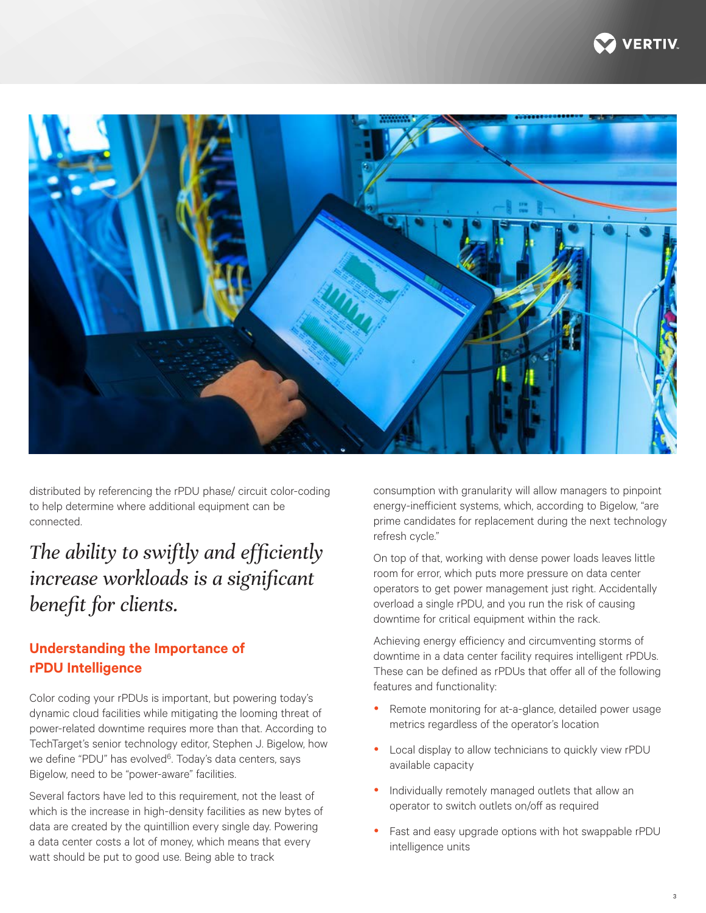distributed by referencing the rPDU phase/ circuit color-coding to help determine where additional equipment can be connected.

*The ability to swiftly and efficiently increase workloads is a significant benefit for clients.*

## Understanding the Importance of rPDU Intelligence

Color coding your rPDUs is important, but powering today's dynamic cloud facilities while mitigating the looming threat of power-related downtime requires more than that. According to TechTarget's senior technology editor, Stephen J. Bigelow, how we define "PDU" has evolved[6]. Today's data centers, says Bigelow, need to be "power-aware" facilities.

Several factors have led to this requirement, not the least of which is the increase in high-density facilities as new bytes of data are created by the quintillion every single day. Powering a data center costs a lot of money, which means that every watt should be put to good use. Being able to track consumption with granularity will allow managers to pinpoint energy-inefficient systems, which, according to Bigelow, "are prime candidates for replacement during the next technology refresh cycle."

On top of that, working with dense power loads leaves little room for error, which puts more pressure on data center operators to get power management just right. Accidentally overload a single rPDU, and you run the risk of causing downtime for critical equipment within the rack.

Achieving energy efficiency and circumventing storms of downtime in a data center facility requires intelligent rPDUs. These can be defined as rPDUs that offer all of the following features and functionality:

- Remote monitoring for at-a-glance, detailed power usage metrics regardless of the operator's location
- Local display to allow technicians to quickly view rPDU available capacity
- Individually remotely managed outlets that allow an operator to switch outlets on/off as required
- Fast and easy upgrade options with hot swappable rPDU intelligence units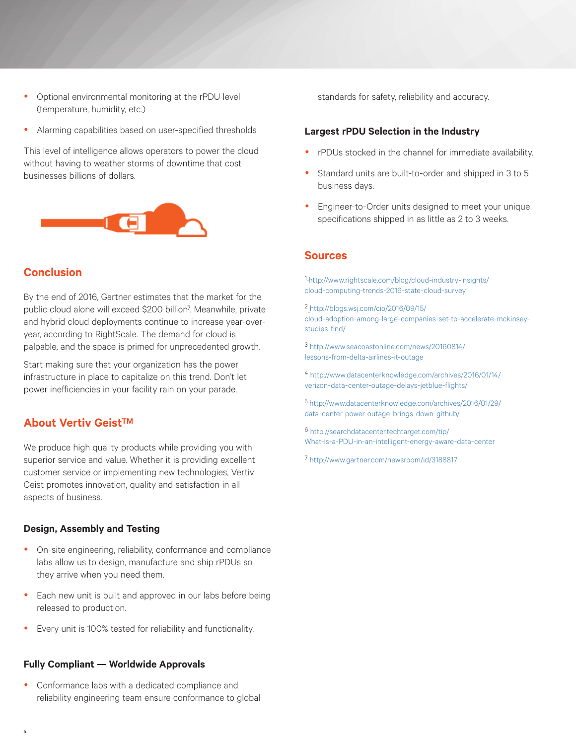- Optional environmental monitoring at the rPDU level (temperature, humidity, etc.)
- Alarming capabilities based on user-specified thresholds

This level of intelligence allows operators to power the cloud without having to weather storms of downtime that cost businesses billions of dollars.

## Conclusion

By the end of 2016, Gartner estimates that the market for the public cloud alone will exceed $200 billion[7]. Meanwhile, private and hybrid cloud deployments continue to increase year-over-year, according to RightScale. The demand for cloud is palpable, and the space is primed for unprecedented growth.

Start making sure that your organization has the power infrastructure in place to capitalize on this trend. Don't let power inefficiencies in your facility rain on your parade.

## About Vertiv Geist™

We produce high quality products while providing you with superior service and value. Whether it is providing excellent customer service or implementing new technologies, Vertiv Geist promotes innovation, quality and satisfaction in all aspects of business.

### Design, Assembly and Testing

- On-site engineering, reliability, conformance and compliance labs allow us to design, manufacture and ship rPDUs so they arrive when you need them.
- Each new unit is built and approved in our labs before being released to production.
- Every unit is 100% tested for reliability and functionality.

### Fully Compliant — Worldwide Approvals

- Conformance labs with a dedicated compliance and reliability engineering team ensure conformance to global standards for safety, reliability and accuracy.

### Largest rPDU Selection in the Industry

- rPDUs stocked in the channel for immediate availability.
- Standard units are built-to-order and shipped in 3 to 5 business days.
- Engineer-to-Order units designed to meet your unique specifications shipped in as little as 2 to 3 weeks.

## Sources

[1] http://www.rightscale.com/blog/cloud-industry-insights/cloud-computing-trends-2016-state-cloud-survey

[2] http://blogs.wsj.com/cio/2016/09/15/cloud-adoption-among-large-companies-set-to-accelerate-mckinsey-studies-find/

[3] http://www.seacoastonline.com/news/20160814/lessons-from-delta-airlines-it-outage

[4] http://www.datacenterknowledge.com/archives/2016/01/14/verizon-data-center-outage-delays-jetblue-flights/

[5] http://www.datacenterknowledge.com/archives/2016/01/29/data-center-power-outage-brings-down-github/

[6] http://searchdatacenter.techtarget.com/tip/What-is-a-PDU-in-an-intelligent-energy-aware-data-center

[7] http://www.gartner.com/newsroom/id/3188817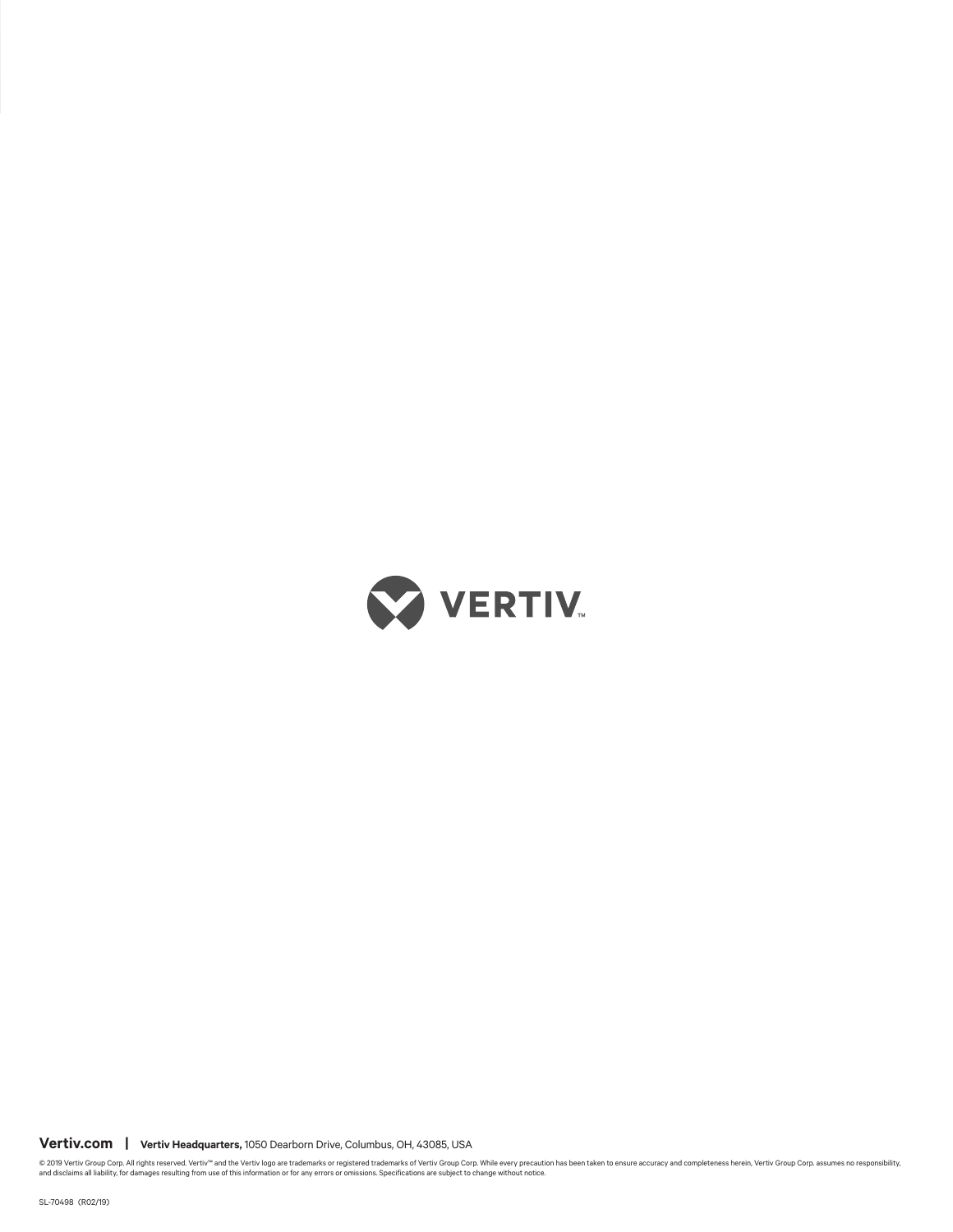VERTIV™

**Vertiv.com** | **Vertiv Headquarters,** 1050 Dearborn Drive, Columbus, OH, 43085, USA

© 2019 Vertiv Group Corp. All rights reserved. Vertiv™ and the Vertiv logo are trademarks or registered trademarks of Vertiv Group Corp. While every precaution has been taken to ensure accuracy and completeness herein, Vertiv Group Corp. assumes no responsibility, and disclaims all liability, for damages resulting from use of this information or for any errors or omissions. Specifications are subject to change without notice.

SL-70498 (R02/19)